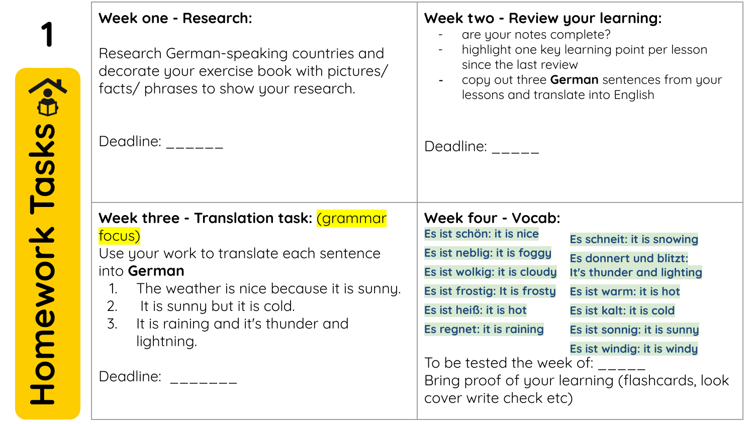# 1 Homework Tasks

## Week one - Research:

Research German-speaking countries and decorate your exercise book with pictures/ facts/ phrases to show your research.

Deadline: ______

## Week two - Review your learning:

- are your notes complete?
- highlight one key learning point per lesson since the last review
- copy out three **German** sentences from your lessons and translate into English

Deadline: _____

## Week three - Translation task: (grammar focus)

Use your work to translate each sentence into **German**

1. The weather is nice because it is sunny.
2. It is sunny but it is cold.
3. It is raining and it's thunder and lightning.

Deadline: _______

## Week four - Vocab:

- Es ist schön: it is nice
- Es ist neblig: it is foggy
- Es ist wolkig: it is cloudy
- Es ist frostig: It is frosty
- Es ist heiß: it is hot
- Es regnet: it is raining
- Es schneit: it is snowing
- Es donnert und blitzt: It's thunder and lighting
- Es ist warm: it is hot
- Es ist kalt: it is cold
- Es ist sonnig: it is sunny
- Es ist windig: it is windy

To be tested the week of: _____

Bring proof of your learning (flashcards, look cover write check etc)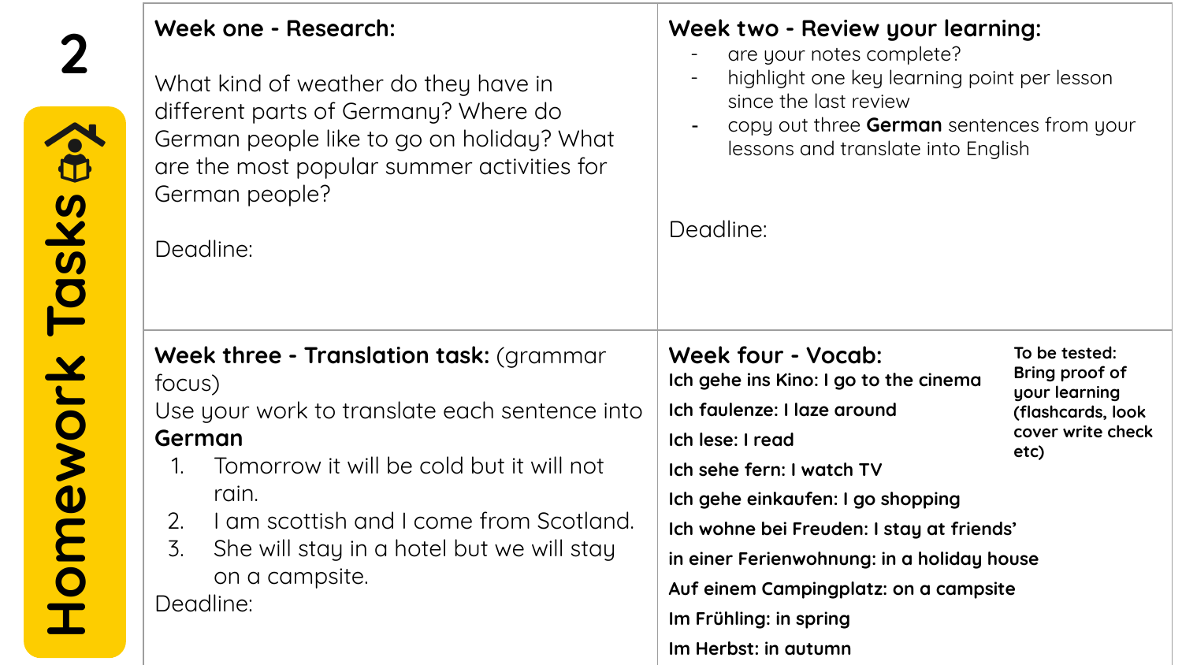# Homework Tasks

## Week one - Research:

What kind of weather do they have in different parts of Germany? Where do German people like to go on holiday? What are the most popular summer activities for German people?

Deadline:

## Week two - Review your learning:

- are your notes complete?
- highlight one key learning point per lesson since the last review
- copy out three **German** sentences from your lessons and translate into English

Deadline:

## Week three - Translation task: (grammar focus)

Use your work to translate each sentence into **German**

1. Tomorrow it will be cold but it will not rain.
2. I am scottish and I come from Scotland.
3. She will stay in a hotel but we will stay on a campsite.

Deadline:

## Week four - Vocab:

**To be tested: Bring proof of your learning (flashcards, look cover write check etc)**

**Ich gehe ins Kino: I go to the cinema**
**Ich faulenze: I laze around**
**Ich lese: I read**
**Ich sehe fern: I watch TV**
**Ich gehe einkaufen: I go shopping**
**Ich wohne bei Freuden: I stay at friends'**
**in einer Ferienwohnung: in a holiday house**
**Auf einem Campingplatz: on a campsite**
**Im Frühling: in spring**
**Im Herbst: in autumn**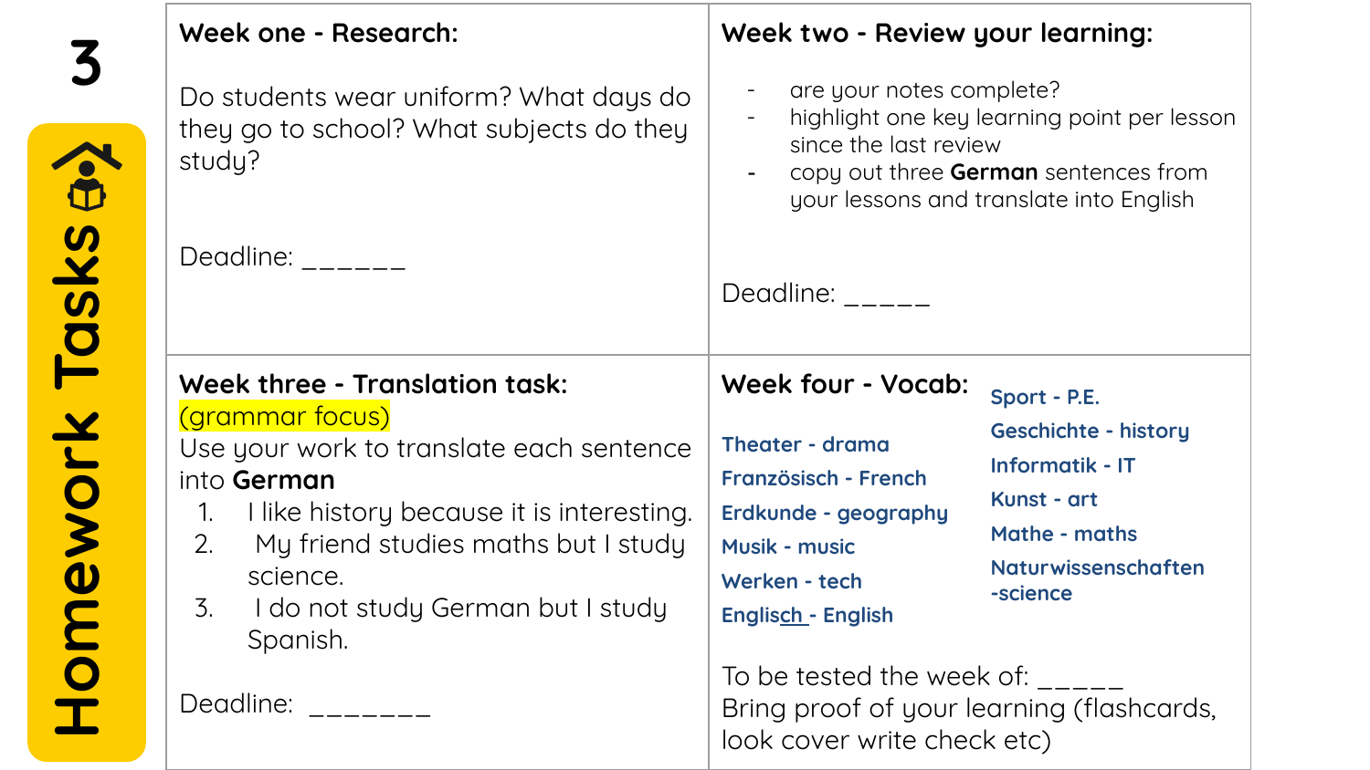# Homework Tasks

3

## Week one - Research:

Do students wear uniform? What days do they go to school? What subjects do they study?

Deadline: ______

## Week two - Review your learning:

- are your notes complete?
- highlight one key learning point per lesson since the last review
- copy out three **German** sentences from your lessons and translate into English

Deadline: _____

## Week three - Translation task:

(grammar focus)

Use your work to translate each sentence into **German**

1. I like history because it is interesting.
2. My friend studies maths but I study science.
3. I do not study German but I study Spanish.

Deadline: _______

## Week four - Vocab:

Theater - drama
Französisch - French
Erdkunde - geography
Musik - music
Werken - tech
Englisch - English
Sport - P.E.
Geschichte - history
Informatik - IT
Kunst - art
Mathe - maths
Naturwissenschaften -science

To be tested the week of: _____

Bring proof of your learning (flashcards, look cover write check etc)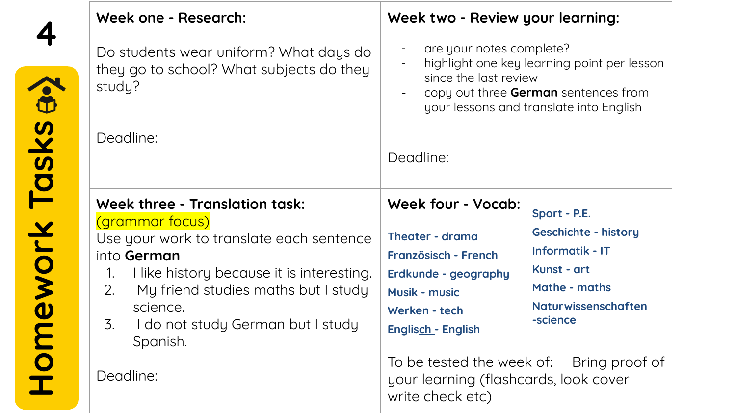# Homework Tasks

## Week one - Research:

Do students wear uniform? What days do they go to school? What subjects do they study?

Deadline:

## Week two - Review your learning:

- are your notes complete?
- highlight one key learning point per lesson since the last review
- copy out three **German** sentences from your lessons and translate into English

Deadline:

## Week three - Translation task:

(grammar focus)

Use your work to translate each sentence into **German**

1. I like history because it is interesting.
2. My friend studies maths but I study science.
3. I do not study German but I study Spanish.

Deadline:

## Week four - Vocab:

Theater - drama
Französisch - French
Erdkunde - geography
Musik - music
Werken - tech
Englisch - English
Sport - P.E.
Geschichte - history
Informatik - IT
Kunst - art
Mathe - maths
Naturwissenschaften -science

To be tested the week of: Bring proof of your learning (flashcards, look cover write check etc)